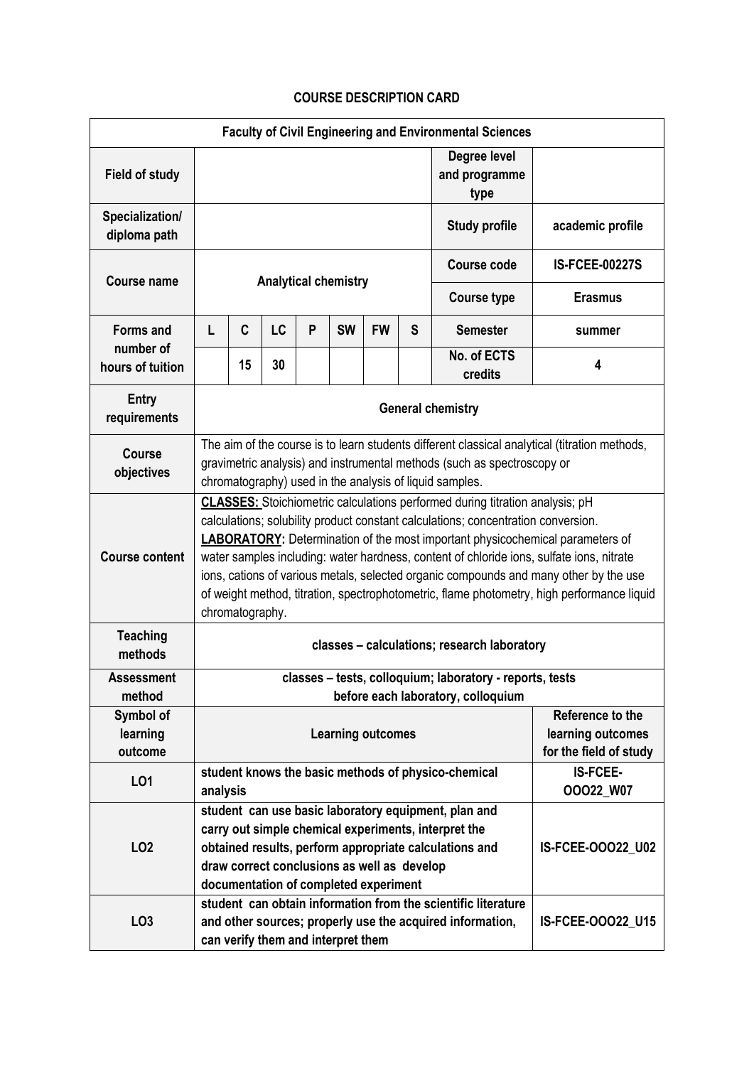# COURSE DESCRIPTION CARD

| Faculty of Civil Engineering and Environmental Sciences | | | | | | | | | |
|---|---|---|---|---|---|---|---|---|---|
| **Field of study** | | | | | | | | **Degree level and programme type** | |
| **Specialization/ diploma path** | | | | | | | | **Study profile** | **academic profile** |
| **Course name** | **Analytical chemistry** | | | | | | | **Course code** | **IS-FCEE-00227S** |
| | | | | | | | | **Course type** | **Erasmus** |
| **Forms and number of hours of tuition** | **L** | **C** | **LC** | **P** | **SW** | **FW** | **S** | **Semester** | **summer** |
| | | **15** | **30** | | | | | **No. of ECTS credits** | **4** |
| **Entry requirements** | **General chemistry** | | | | | | | | |
| **Course objectives** | The aim of the course is to learn students different classical analytical (titration methods, gravimetric analysis) and instrumental methods (such as spectroscopy or chromatography) used in the analysis of liquid samples. | | | | | | | | |
| **Course content** | **CLASSES:** Stoichiometric calculations performed during titration analysis; pH calculations; solubility product constant calculations; concentration conversion. **LABORATORY:** Determination of the most important physicochemical parameters of water samples including: water hardness, content of chloride ions, sulfate ions, nitrate ions, cations of various metals, selected organic compounds and many other by the use of weight method, titration, spectrophotometric, flame photometry, high performance liquid chromatography. | | | | | | | | |
| **Teaching methods** | **classes – calculations; research laboratory** | | | | | | | | |
| **Assessment method** | **classes – tests, colloquium; laboratory - reports, tests before each laboratory, colloquium** | | | | | | | | |
| **Symbol of learning outcome** | **Learning outcomes** | | | | | | | | **Reference to the learning outcomes for the field of study** |
| **LO1** | **student knows the basic methods of physico-chemical analysis** | | | | | | | | **IS-FCEE-OOO22_W07** |
| **LO2** | **student can use basic laboratory equipment, plan and carry out simple chemical experiments, interpret the obtained results, perform appropriate calculations and draw correct conclusions as well as develop documentation of completed experiment** | | | | | | | | **IS-FCEE-OOO22_U02** |
| **LO3** | **student can obtain information from the scientific literature and other sources; properly use the acquired information, can verify them and interpret them** | | | | | | | | **IS-FCEE-OOO22_U15** |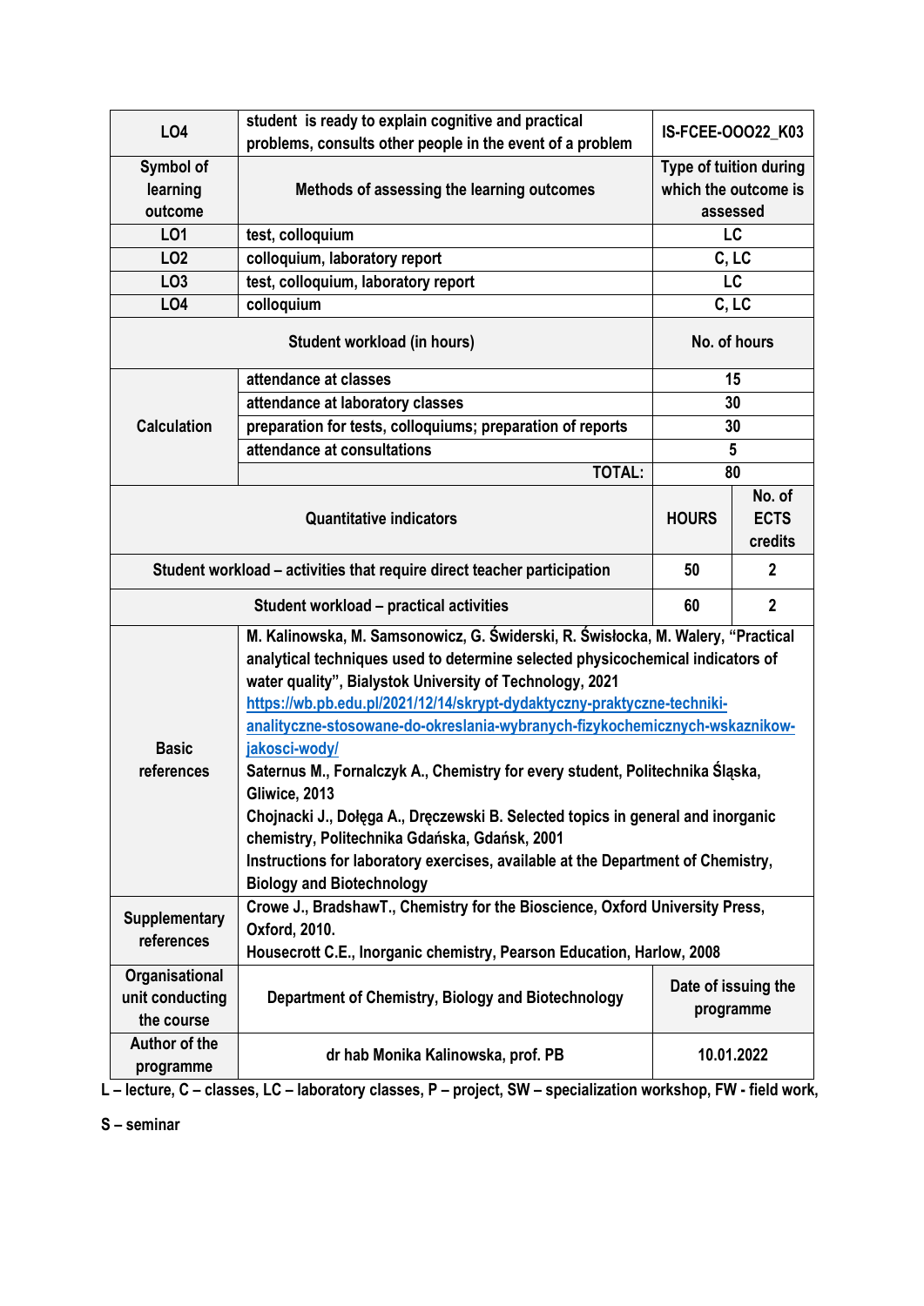| | | |
|---|---|---|
| LO4 | student is ready to explain cognitive and practical problems, consults other people in the event of a problem | IS-FCEE-OOO22_K03 |
| Symbol of learning outcome | Methods of assessing the learning outcomes | Type of tuition during which the outcome is assessed |
| LO1 | test, colloquium | LC |
| LO2 | colloquium, laboratory report | C, LC |
| LO3 | test, colloquium, laboratory report | LC |
| LO4 | colloquium | C, LC |

| | | | |
|---|---|---|---|
| Student workload (in hours) | | No. of hours | |
| Calculation | attendance at classes | 15 | |
| | attendance at laboratory classes | 30 | |
| | preparation for tests, colloquiums; preparation of reports | 30 | |
| | attendance at consultations | 5 | |
| | TOTAL: | 80 | |
| Quantitative indicators | | HOURS | No. of ECTS credits |
| Student workload – activities that require direct teacher participation | | 50 | 2 |
| Student workload – practical activities | | 60 | 2 |

| | |
|---|---|
| Basic references | M. Kalinowska, M. Samsonowicz, G. Świderski, R. Świsłocka, M. Walery, "Practical analytical techniques used to determine selected physicochemical indicators of water quality", Bialystok University of Technology, 2021 https://wb.pb.edu.pl/2021/12/14/skrypt-dydaktyczny-praktyczne-techniki-analityczne-stosowane-do-okreslania-wybranych-fizykochemicznych-wskaznikow-jakosci-wody/ <br> Saternus M., Fornalczyk A., Chemistry for every student, Politechnika Śląska, Gliwice, 2013 <br> Chojnacki J., Dołęga A., Dręczewski B. Selected topics in general and inorganic chemistry, Politechnika Gdańska, Gdańsk, 2001 <br> Instructions for laboratory exercises, available at the Department of Chemistry, Biology and Biotechnology |
| Supplementary references | Crowe J., BradshawT., Chemistry for the Bioscience, Oxford University Press, Oxford, 2010. <br> Housecrott C.E., Inorganic chemistry, Pearson Education, Harlow, 2008 |

| | | |
|---|---|---|
| Organisational unit conducting the course | Department of Chemistry, Biology and Biotechnology | Date of issuing the programme |
| Author of the programme | dr hab Monika Kalinowska, prof. PB | 10.01.2022 |

L – lecture, C – classes, LC – laboratory classes, P – project, SW – specialization workshop, FW - field work, S – seminar